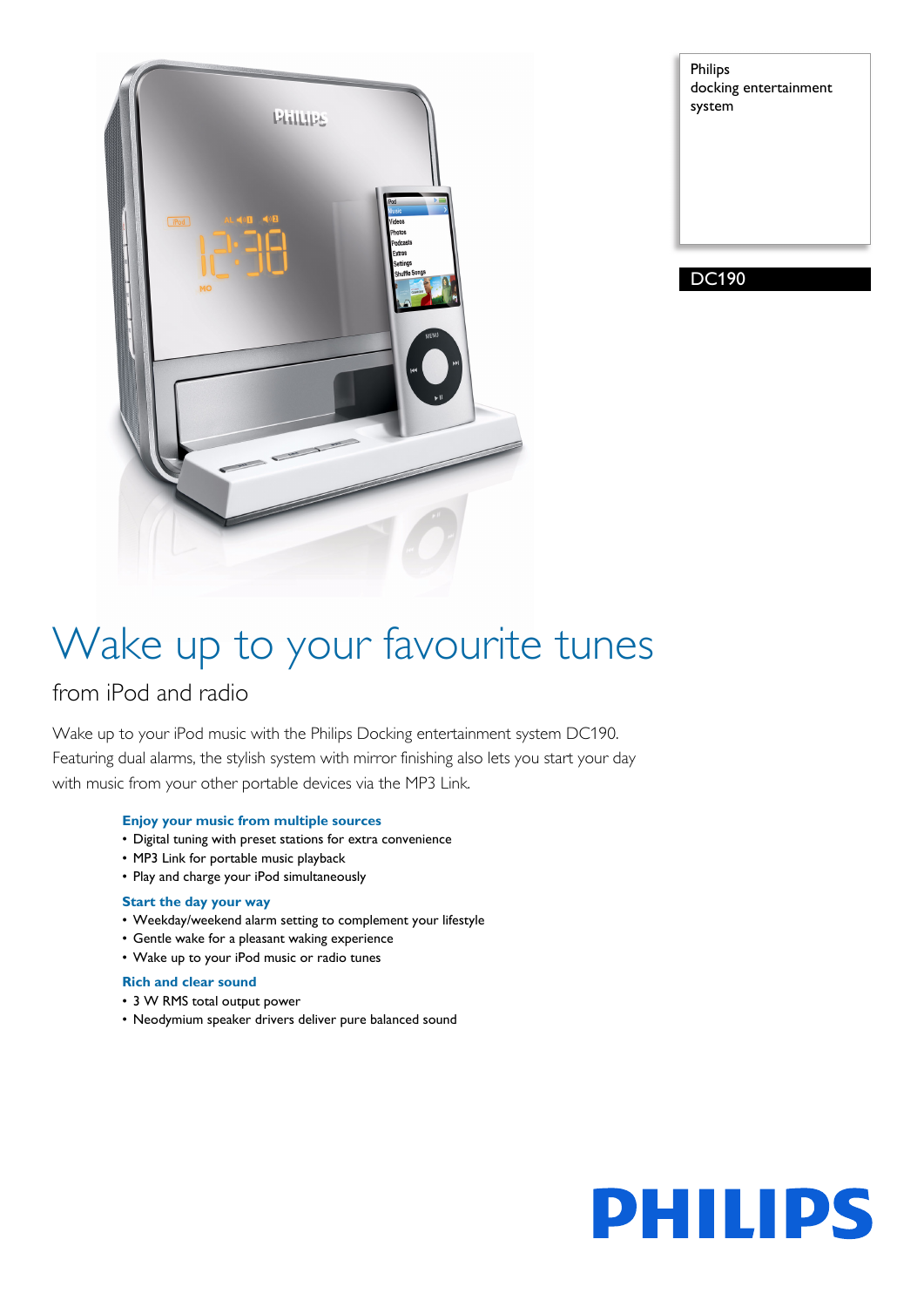Philips
docking entertainment system

DC190

# Wake up to your favourite tunes

## from iPod and radio

Wake up to your iPod music with the Philips Docking entertainment system DC190. Featuring dual alarms, the stylish system with mirror finishing also lets you start your day with music from your other portable devices via the MP3 Link.

### Enjoy your music from multiple sources

- Digital tuning with preset stations for extra convenience
- MP3 Link for portable music playback
- Play and charge your iPod simultaneously

### Start the day your way

- Weekday/weekend alarm setting to complement your lifestyle
- Gentle wake for a pleasant waking experience
- Wake up to your iPod music or radio tunes

### Rich and clear sound

- 3 W RMS total output power
- Neodymium speaker drivers deliver pure balanced sound

PHILIPS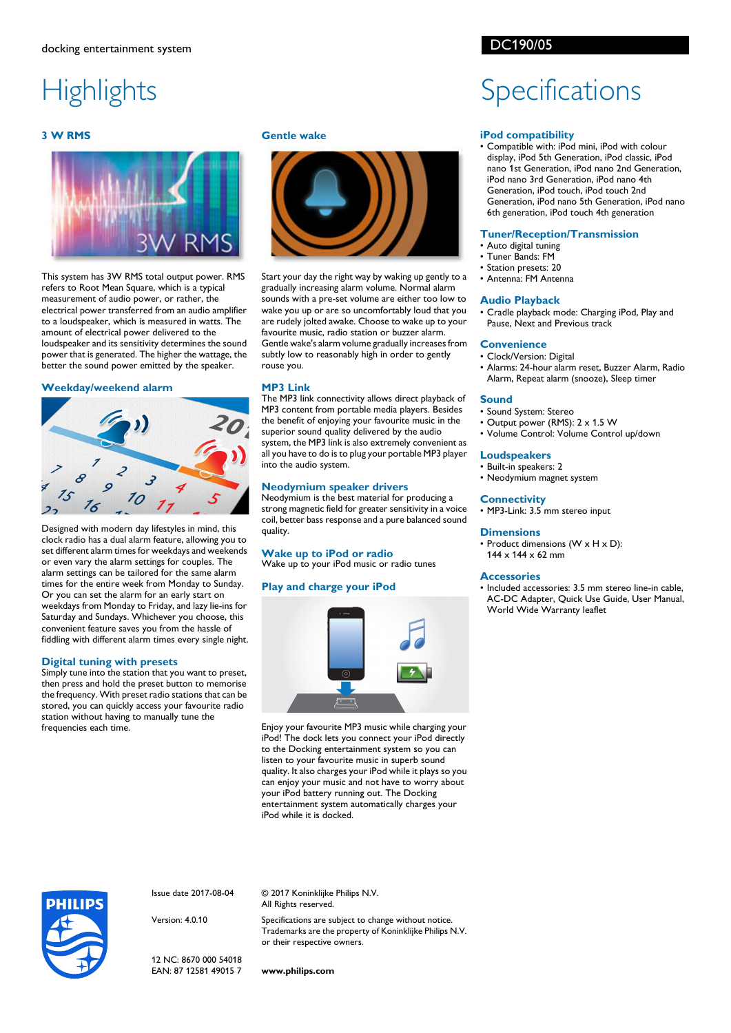docking entertainment system

DC190/05

# Highlights

### 3 W RMS

This system has 3W RMS total output power. RMS refers to Root Mean Square, which is a typical measurement of audio power, or rather, the electrical power transferred from an audio amplifier to a loudspeaker, which is measured in watts. The amount of electrical power delivered to the loudspeaker and its sensitivity determines the sound power that is generated. The higher the wattage, the better the sound power emitted by the speaker.

### Weekday/weekend alarm

Designed with modern day lifestyles in mind, this clock radio has a dual alarm feature, allowing you to set different alarm times for weekdays and weekends or even vary the alarm settings for couples. The alarm settings can be tailored for the same alarm times for the entire week from Monday to Sunday. Or you can set the alarm for an early start on weekdays from Monday to Friday, and lazy lie-ins for Saturday and Sundays. Whichever you choose, this convenient feature saves you from the hassle of fiddling with different alarm times every single night.

### Digital tuning with presets

Simply tune into the station that you want to preset, then press and hold the preset button to memorise the frequency. With preset radio stations that can be stored, you can quickly access your favourite radio station without having to manually tune the frequencies each time.

### Gentle wake

Start your day the right way by waking up gently to a gradually increasing alarm volume. Normal alarm sounds with a pre-set volume are either too low to wake you up or are so uncomfortably loud that you are rudely jolted awake. Choose to wake up to your favourite music, radio station or buzzer alarm. Gentle wake's alarm volume gradually increases from subtly low to reasonably high in order to gently rouse you.

### MP3 Link

The MP3 link connectivity allows direct playback of MP3 content from portable media players. Besides the benefit of enjoying your favourite music in the superior sound quality delivered by the audio system, the MP3 link is also extremely convenient as all you have to do is to plug your portable MP3 player into the audio system.

### Neodymium speaker drivers

Neodymium is the best material for producing a strong magnetic field for greater sensitivity in a voice coil, better bass response and a pure balanced sound quality.

### Wake up to iPod or radio

Wake up to your iPod music or radio tunes

### Play and charge your iPod

Enjoy your favourite MP3 music while charging your iPod! The dock lets you connect your iPod directly to the Docking entertainment system so you can listen to your favourite music in superb sound quality. It also charges your iPod while it plays so you can enjoy your music and not have to worry about your iPod battery running out. The Docking entertainment system automatically charges your iPod while it is docked.

# Specifications

### iPod compatibility

- Compatible with: iPod mini, iPod with colour display, iPod 5th Generation, iPod classic, iPod nano 1st Generation, iPod nano 2nd Generation, iPod nano 3rd Generation, iPod nano 4th Generation, iPod touch, iPod touch 2nd Generation, iPod nano 5th Generation, iPod nano 6th generation, iPod touch 4th generation

### Tuner/Reception/Transmission

- Auto digital tuning
- Tuner Bands: FM
- Station presets: 20
- Antenna: FM Antenna

### Audio Playback

- Cradle playback mode: Charging iPod, Play and Pause, Next and Previous track

### Convenience

- Clock/Version: Digital
- Alarms: 24-hour alarm reset, Buzzer Alarm, Radio Alarm, Repeat alarm (snooze), Sleep timer

### Sound

- Sound System: Stereo
- Output power (RMS): 2 x 1.5 W
- Volume Control: Volume Control up/down

### Loudspeakers

- Built-in speakers: 2
- Neodymium magnet system

### Connectivity

- MP3-Link: 3.5 mm stereo input

### Dimensions

- Product dimensions (W x H x D): 144 x 144 x 62 mm

### Accessories

- Included accessories: 3.5 mm stereo line-in cable, AC-DC Adapter, Quick Use Guide, User Manual, World Wide Warranty leaflet

Issue date 2017-08-04

Version: 4.0.10

12 NC: 8670 000 54018
EAN: 87 12581 49015 7

© 2017 Koninklijke Philips N.V.
All Rights reserved.

Specifications are subject to change without notice. Trademarks are the property of Koninklijke Philips N.V. or their respective owners.

**www.philips.com**